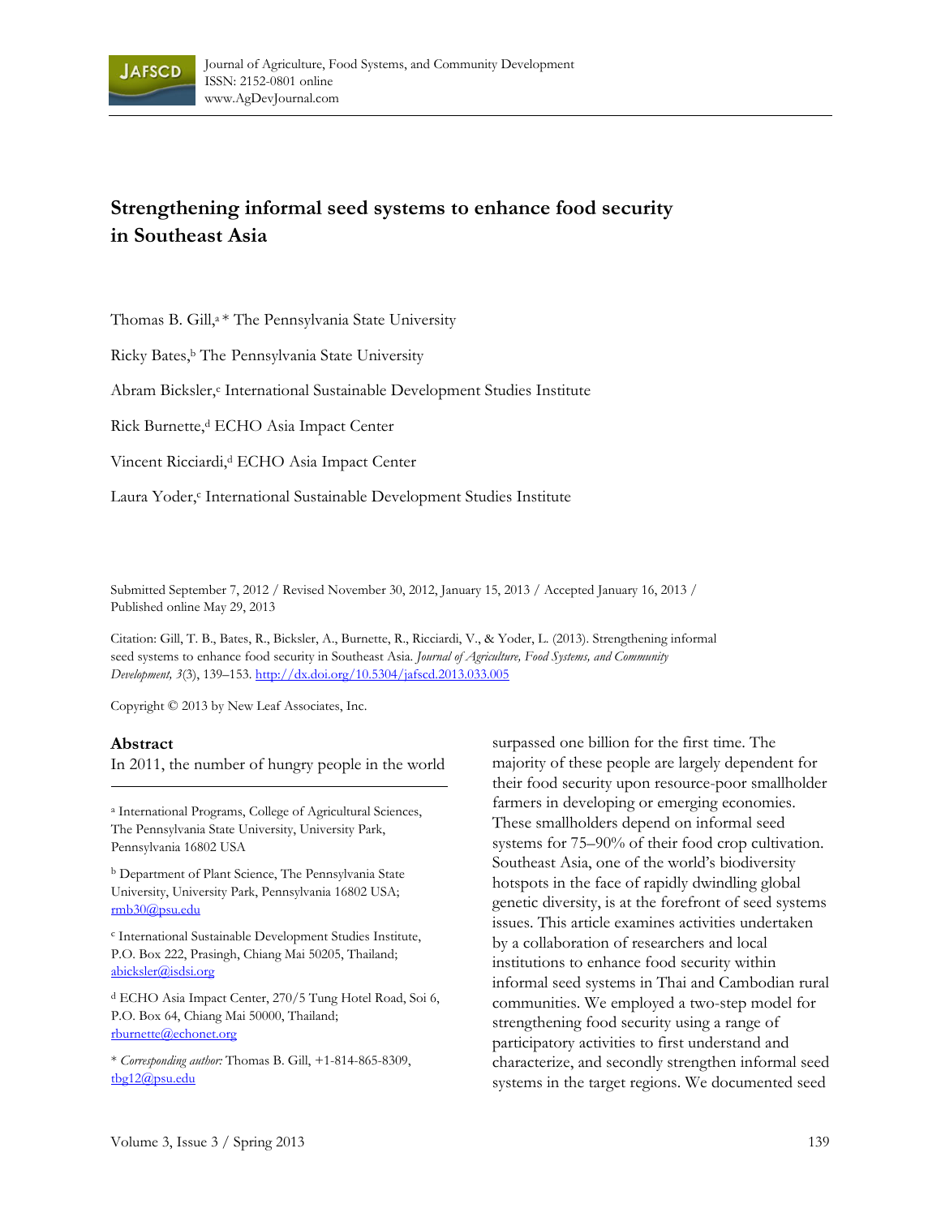# Strengthening informal seed systems to enhance food security in Southeast Asia

Thomas B. Gill,[a] * The Pennsylvania State University

Ricky Bates,[b] The Pennsylvania State University

Abram Bicksler,[c] International Sustainable Development Studies Institute

Rick Burnette,[d] ECHO Asia Impact Center

Vincent Ricciardi,[d] ECHO Asia Impact Center

Laura Yoder,[c] International Sustainable Development Studies Institute

Submitted September 7, 2012 / Revised November 30, 2012, January 15, 2013 / Accepted January 16, 2013 / Published online May 29, 2013

Citation: Gill, T. B., Bates, R., Bicksler, A., Burnette, R., Ricciardi, V., & Yoder, L. (2013). Strengthening informal seed systems to enhance food security in Southeast Asia. *Journal of Agriculture, Food Systems, and Community Development, 3*(3), 139–153. http://dx.doi.org/10.5304/jafscd.2013.033.005

Copyright © 2013 by New Leaf Associates, Inc.

## Abstract

In 2011, the number of hungry people in the world surpassed one billion for the first time. The majority of these people are largely dependent for their food security upon resource-poor smallholder farmers in developing or emerging economies. These smallholders depend on informal seed systems for 75–90% of their food crop cultivation. Southeast Asia, one of the world's biodiversity hotspots in the face of rapidly dwindling global genetic diversity, is at the forefront of seed systems issues. This article examines activities undertaken by a collaboration of researchers and local institutions to enhance food security within informal seed systems in Thai and Cambodian rural communities. We employed a two-step model for strengthening food security using a range of participatory activities to first understand and characterize, and secondly strengthen informal seed systems in the target regions. We documented seed

---

[a] International Programs, College of Agricultural Sciences, The Pennsylvania State University, University Park, Pennsylvania 16802 USA

[b] Department of Plant Science, The Pennsylvania State University, University Park, Pennsylvania 16802 USA; rmb30@psu.edu

[c] International Sustainable Development Studies Institute, P.O. Box 222, Prasingh, Chiang Mai 50205, Thailand; abicksler@isdsi.org

[d] ECHO Asia Impact Center, 270/5 Tung Hotel Road, Soi 6, P.O. Box 64, Chiang Mai 50000, Thailand; rburnette@echonet.org

\* *Corresponding author:* Thomas B. Gill, +1-814-865-8309, tbg12@psu.edu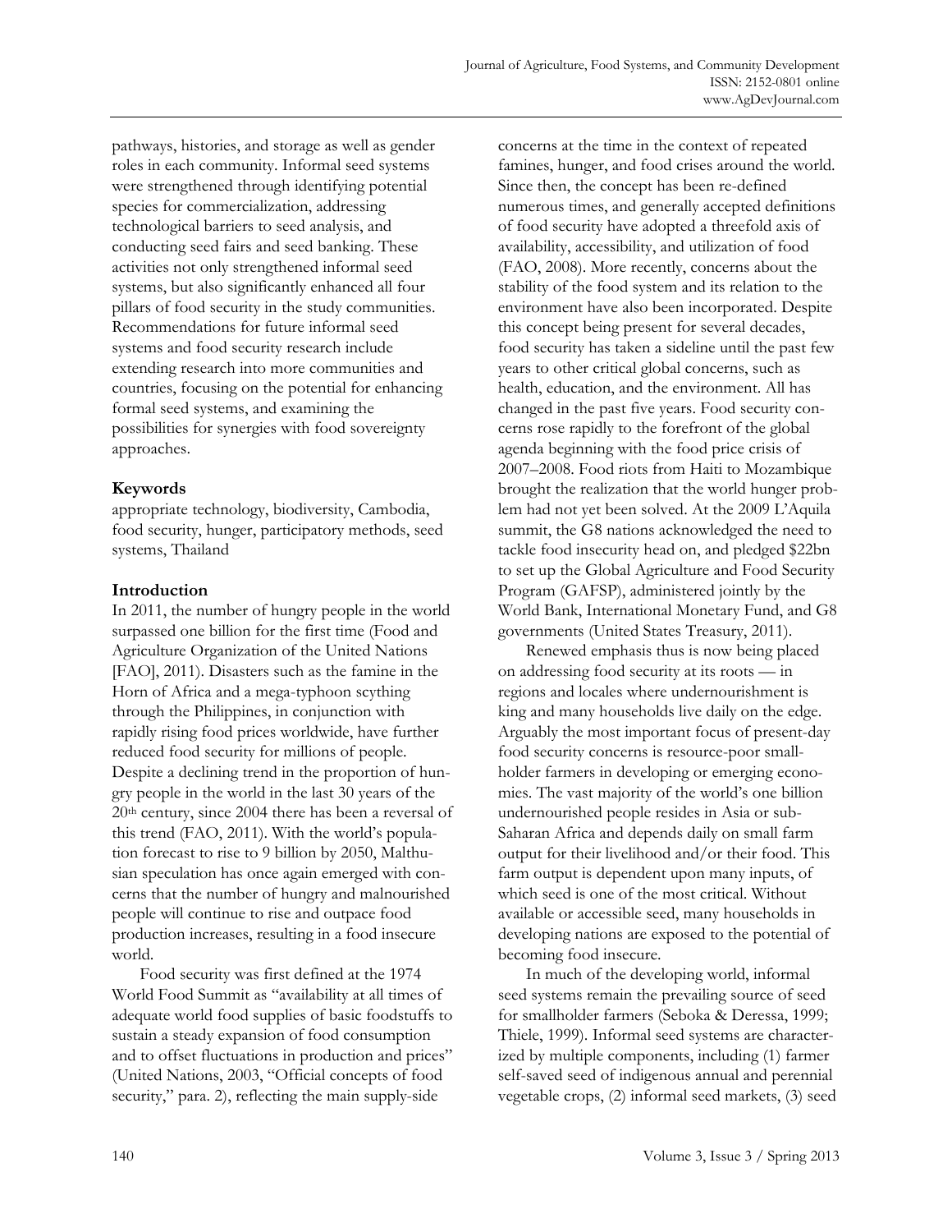pathways, histories, and storage as well as gender roles in each community. Informal seed systems were strengthened through identifying potential species for commercialization, addressing technological barriers to seed analysis, and conducting seed fairs and seed banking. These activities not only strengthened informal seed systems, but also significantly enhanced all four pillars of food security in the study communities. Recommendations for future informal seed systems and food security research include extending research into more communities and countries, focusing on the potential for enhancing formal seed systems, and examining the possibilities for synergies with food sovereignty approaches.

### Keywords

appropriate technology, biodiversity, Cambodia, food security, hunger, participatory methods, seed systems, Thailand

### Introduction

In 2011, the number of hungry people in the world surpassed one billion for the first time (Food and Agriculture Organization of the United Nations [FAO], 2011). Disasters such as the famine in the Horn of Africa and a mega-typhoon scything through the Philippines, in conjunction with rapidly rising food prices worldwide, have further reduced food security for millions of people. Despite a declining trend in the proportion of hungry people in the world in the last 30 years of the 20th century, since 2004 there has been a reversal of this trend (FAO, 2011). With the world's population forecast to rise to 9 billion by 2050, Malthusian speculation has once again emerged with concerns that the number of hungry and malnourished people will continue to rise and outpace food production increases, resulting in a food insecure world.

Food security was first defined at the 1974 World Food Summit as "availability at all times of adequate world food supplies of basic foodstuffs to sustain a steady expansion of food consumption and to offset fluctuations in production and prices" (United Nations, 2003, "Official concepts of food security," para. 2), reflecting the main supply-side concerns at the time in the context of repeated famines, hunger, and food crises around the world. Since then, the concept has been re-defined numerous times, and generally accepted definitions of food security have adopted a threefold axis of availability, accessibility, and utilization of food (FAO, 2008). More recently, concerns about the stability of the food system and its relation to the environment have also been incorporated. Despite this concept being present for several decades, food security has taken a sideline until the past few years to other critical global concerns, such as health, education, and the environment. All has changed in the past five years. Food security concerns rose rapidly to the forefront of the global agenda beginning with the food price crisis of 2007–2008. Food riots from Haiti to Mozambique brought the realization that the world hunger problem had not yet been solved. At the 2009 L'Aquila summit, the G8 nations acknowledged the need to tackle food insecurity head on, and pledged $22bn to set up the Global Agriculture and Food Security Program (GAFSP), administered jointly by the World Bank, International Monetary Fund, and G8 governments (United States Treasury, 2011).

Renewed emphasis thus is now being placed on addressing food security at its roots — in regions and locales where undernourishment is king and many households live daily on the edge. Arguably the most important focus of present-day food security concerns is resource-poor smallholder farmers in developing or emerging economies. The vast majority of the world's one billion undernourished people resides in Asia or sub-Saharan Africa and depends daily on small farm output for their livelihood and/or their food. This farm output is dependent upon many inputs, of which seed is one of the most critical. Without available or accessible seed, many households in developing nations are exposed to the potential of becoming food insecure.

In much of the developing world, informal seed systems remain the prevailing source of seed for smallholder farmers (Seboka & Deressa, 1999; Thiele, 1999). Informal seed systems are characterized by multiple components, including (1) farmer self-saved seed of indigenous annual and perennial vegetable crops, (2) informal seed markets, (3) seed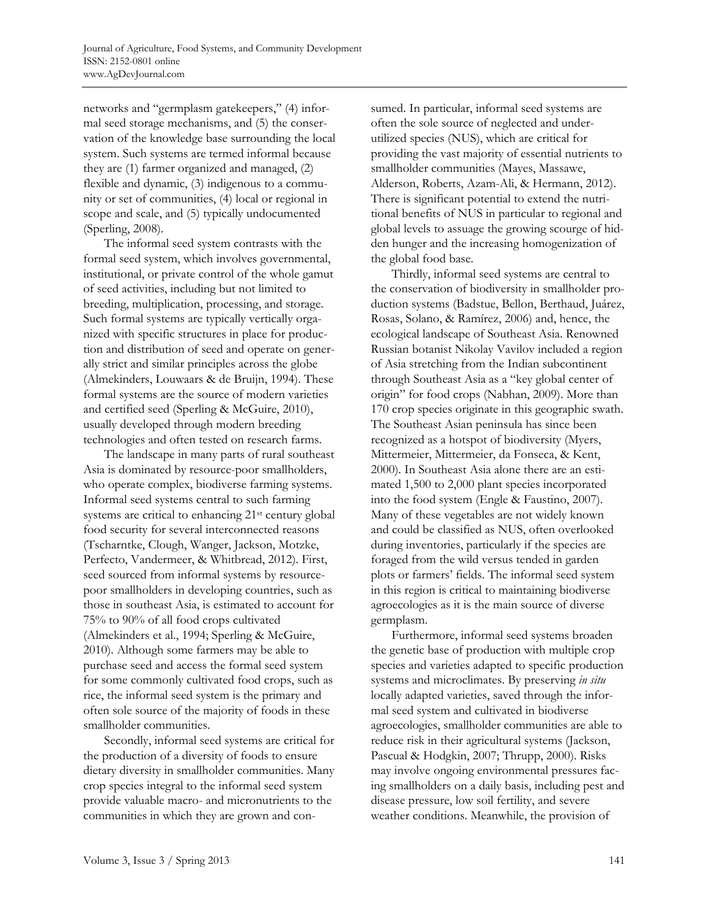networks and "germplasm gatekeepers," (4) informal seed storage mechanisms, and (5) the conservation of the knowledge base surrounding the local system. Such systems are termed informal because they are (1) farmer organized and managed, (2) flexible and dynamic, (3) indigenous to a community or set of communities, (4) local or regional in scope and scale, and (5) typically undocumented (Sperling, 2008).

The informal seed system contrasts with the formal seed system, which involves governmental, institutional, or private control of the whole gamut of seed activities, including but not limited to breeding, multiplication, processing, and storage. Such formal systems are typically vertically organized with specific structures in place for production and distribution of seed and operate on generally strict and similar principles across the globe (Almekinders, Louwaars & de Bruijn, 1994). These formal systems are the source of modern varieties and certified seed (Sperling & McGuire, 2010), usually developed through modern breeding technologies and often tested on research farms.

The landscape in many parts of rural southeast Asia is dominated by resource-poor smallholders, who operate complex, biodiverse farming systems. Informal seed systems central to such farming systems are critical to enhancing 21st century global food security for several interconnected reasons (Tscharntke, Clough, Wanger, Jackson, Motzke, Perfecto, Vandermeer, & Whitbread, 2012). First, seed sourced from informal systems by resource-poor smallholders in developing countries, such as those in southeast Asia, is estimated to account for 75% to 90% of all food crops cultivated (Almekinders et al., 1994; Sperling & McGuire, 2010). Although some farmers may be able to purchase seed and access the formal seed system for some commonly cultivated food crops, such as rice, the informal seed system is the primary and often sole source of the majority of foods in these smallholder communities.

Secondly, informal seed systems are critical for the production of a diversity of foods to ensure dietary diversity in smallholder communities. Many crop species integral to the informal seed system provide valuable macro- and micronutrients to the communities in which they are grown and consumed. In particular, informal seed systems are often the sole source of neglected and underutilized species (NUS), which are critical for providing the vast majority of essential nutrients to smallholder communities (Mayes, Massawe, Alderson, Roberts, Azam-Ali, & Hermann, 2012). There is significant potential to extend the nutritional benefits of NUS in particular to regional and global levels to assuage the growing scourge of hidden hunger and the increasing homogenization of the global food base.

Thirdly, informal seed systems are central to the conservation of biodiversity in smallholder production systems (Badstue, Bellon, Berthaud, Juárez, Rosas, Solano, & Ramírez, 2006) and, hence, the ecological landscape of Southeast Asia. Renowned Russian botanist Nikolay Vavilov included a region of Asia stretching from the Indian subcontinent through Southeast Asia as a "key global center of origin" for food crops (Nabhan, 2009). More than 170 crop species originate in this geographic swath. The Southeast Asian peninsula has since been recognized as a hotspot of biodiversity (Myers, Mittermeier, Mittermeier, da Fonseca, & Kent, 2000). In Southeast Asia alone there are an estimated 1,500 to 2,000 plant species incorporated into the food system (Engle & Faustino, 2007). Many of these vegetables are not widely known and could be classified as NUS, often overlooked during inventories, particularly if the species are foraged from the wild versus tended in garden plots or farmers' fields. The informal seed system in this region is critical to maintaining biodiverse agroecologies as it is the main source of diverse germplasm.

Furthermore, informal seed systems broaden the genetic base of production with multiple crop species and varieties adapted to specific production systems and microclimates. By preserving *in situ* locally adapted varieties, saved through the informal seed system and cultivated in biodiverse agroecologies, smallholder communities are able to reduce risk in their agricultural systems (Jackson, Pascual & Hodgkin, 2007; Thrupp, 2000). Risks may involve ongoing environmental pressures facing smallholders on a daily basis, including pest and disease pressure, low soil fertility, and severe weather conditions. Meanwhile, the provision of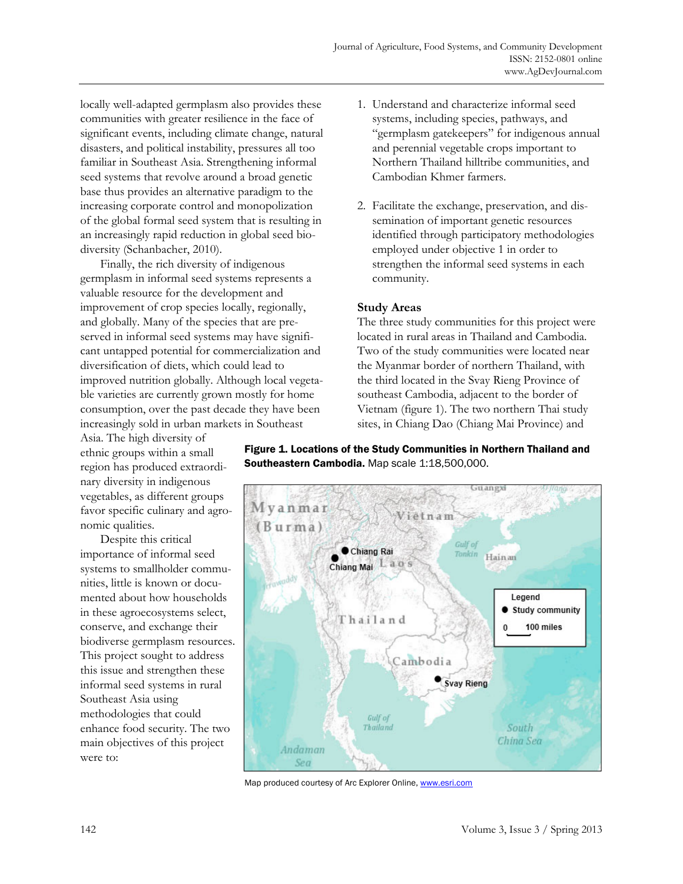locally well-adapted germplasm also provides these communities with greater resilience in the face of significant events, including climate change, natural disasters, and political instability, pressures all too familiar in Southeast Asia. Strengthening informal seed systems that revolve around a broad genetic base thus provides an alternative paradigm to the increasing corporate control and monopolization of the global formal seed system that is resulting in an increasingly rapid reduction in global seed biodiversity (Schanbacher, 2010).

Finally, the rich diversity of indigenous germplasm in informal seed systems represents a valuable resource for the development and improvement of crop species locally, regionally, and globally. Many of the species that are preserved in informal seed systems may have significant untapped potential for commercialization and diversification of diets, which could lead to improved nutrition globally. Although local vegetable varieties are currently grown mostly for home consumption, over the past decade they have been increasingly sold in urban markets in Southeast Asia. The high diversity of ethnic groups within a small region has produced extraordinary diversity in indigenous vegetables, as different groups favor specific culinary and agronomic qualities.

Despite this critical importance of informal seed systems to smallholder communities, little is known or documented about how households in these agroecosystems select, conserve, and exchange their biodiverse germplasm resources. This project sought to address this issue and strengthen these informal seed systems in rural Southeast Asia using methodologies that could enhance food security. The two main objectives of this project were to:

1. Understand and characterize informal seed systems, including species, pathways, and "germplasm gatekeepers" for indigenous annual and perennial vegetable crops important to Northern Thailand hilltribe communities, and Cambodian Khmer farmers.

2. Facilitate the exchange, preservation, and dissemination of important genetic resources identified through participatory methodologies employed under objective 1 in order to strengthen the informal seed systems in each community.

### Study Areas

The three study communities for this project were located in rural areas in Thailand and Cambodia. Two of the study communities were located near the Myanmar border of northern Thailand, with the third located in the Svay Rieng Province of southeast Cambodia, adjacent to the border of Vietnam (figure 1). The two northern Thai study sites, in Chiang Dao (Chiang Mai Province) and

**Figure 1. Locations of the Study Communities in Northern Thailand and Southeastern Cambodia.** Map scale 1:18,500,000.

Map produced courtesy of Arc Explorer Online, www.esri.com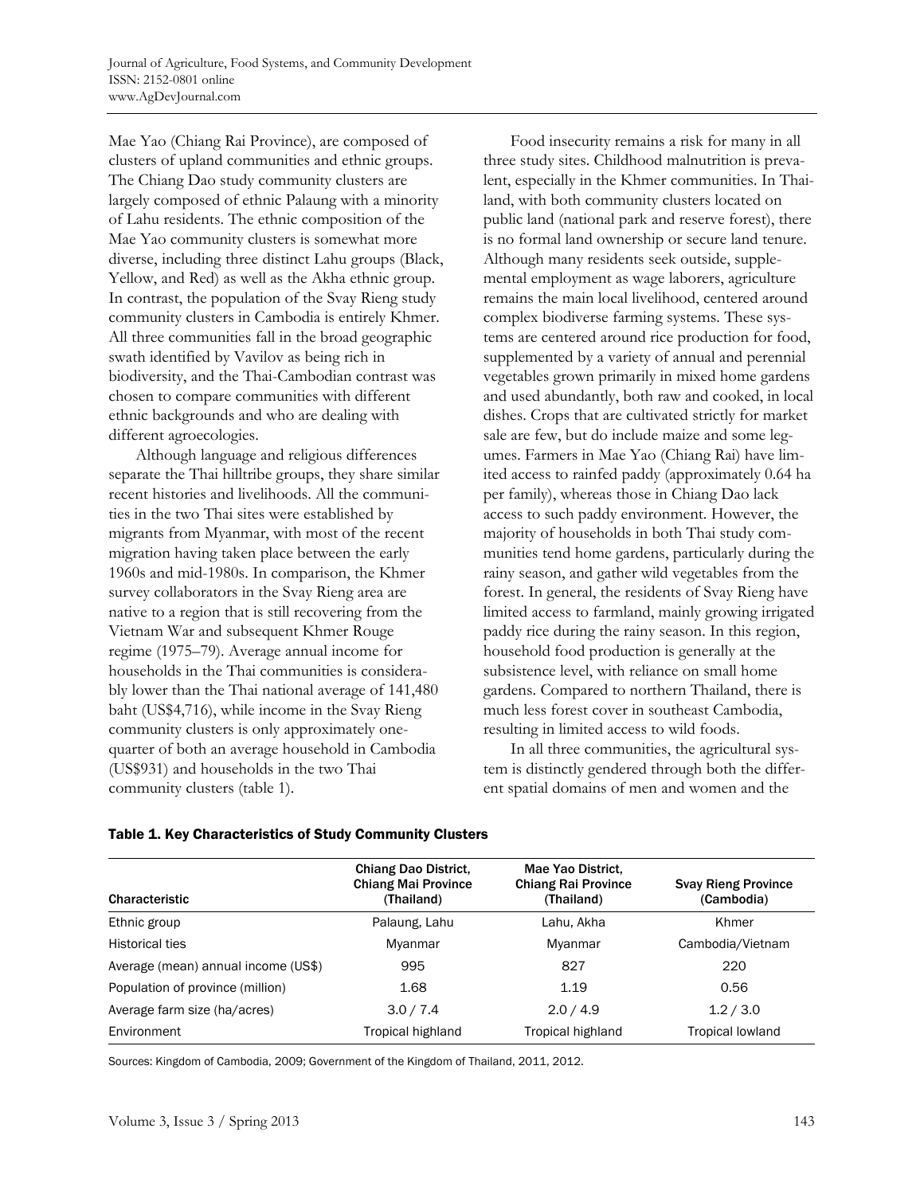Mae Yao (Chiang Rai Province), are composed of clusters of upland communities and ethnic groups. The Chiang Dao study community clusters are largely composed of ethnic Palaung with a minority of Lahu residents. The ethnic composition of the Mae Yao community clusters is somewhat more diverse, including three distinct Lahu groups (Black, Yellow, and Red) as well as the Akha ethnic group. In contrast, the population of the Svay Rieng study community clusters in Cambodia is entirely Khmer. All three communities fall in the broad geographic swath identified by Vavilov as being rich in biodiversity, and the Thai-Cambodian contrast was chosen to compare communities with different ethnic backgrounds and who are dealing with different agroecologies.

Although language and religious differences separate the Thai hilltribe groups, they share similar recent histories and livelihoods. All the communities in the two Thai sites were established by migrants from Myanmar, with most of the recent migration having taken place between the early 1960s and mid-1980s. In comparison, the Khmer survey collaborators in the Svay Rieng area are native to a region that is still recovering from the Vietnam War and subsequent Khmer Rouge regime (1975–79). Average annual income for households in the Thai communities is considerably lower than the Thai national average of 141,480 baht (US$4,716), while income in the Svay Rieng community clusters is only approximately one-quarter of both an average household in Cambodia (US$931) and households in the two Thai community clusters (table 1).

Food insecurity remains a risk for many in all three study sites. Childhood malnutrition is prevalent, especially in the Khmer communities. In Thailand, with both community clusters located on public land (national park and reserve forest), there is no formal land ownership or secure land tenure. Although many residents seek outside, supplemental employment as wage laborers, agriculture remains the main local livelihood, centered around complex biodiverse farming systems. These systems are centered around rice production for food, supplemented by a variety of annual and perennial vegetables grown primarily in mixed home gardens and used abundantly, both raw and cooked, in local dishes. Crops that are cultivated strictly for market sale are few, but do include maize and some legumes. Farmers in Mae Yao (Chiang Rai) have limited access to rainfed paddy (approximately 0.64 ha per family), whereas those in Chiang Dao lack access to such paddy environment. However, the majority of households in both Thai study communities tend home gardens, particularly during the rainy season, and gather wild vegetables from the forest. In general, the residents of Svay Rieng have limited access to farmland, mainly growing irrigated paddy rice during the rainy season. In this region, household food production is generally at the subsistence level, with reliance on small home gardens. Compared to northern Thailand, there is much less forest cover in southeast Cambodia, resulting in limited access to wild foods.

In all three communities, the agricultural system is distinctly gendered through both the different spatial domains of men and women and the

**Table 1. Key Characteristics of Study Community Clusters**

| Characteristic | Chiang Dao District, Chiang Mai Province (Thailand) | Mae Yao District, Chiang Rai Province (Thailand) | Svay Rieng Province (Cambodia) |
|---|---|---|---|
| Ethnic group | Palaung, Lahu | Lahu, Akha | Khmer |
| Historical ties | Myanmar | Myanmar | Cambodia/Vietnam |
| Average (mean) annual income (US$) | 995 | 827 | 220 |
| Population of province (million) | 1.68 | 1.19 | 0.56 |
| Average farm size (ha/acres) | 3.0 / 7.4 | 2.0 / 4.9 | 1.2 / 3.0 |
| Environment | Tropical highland | Tropical highland | Tropical lowland |

Sources: Kingdom of Cambodia, 2009; Government of the Kingdom of Thailand, 2011, 2012.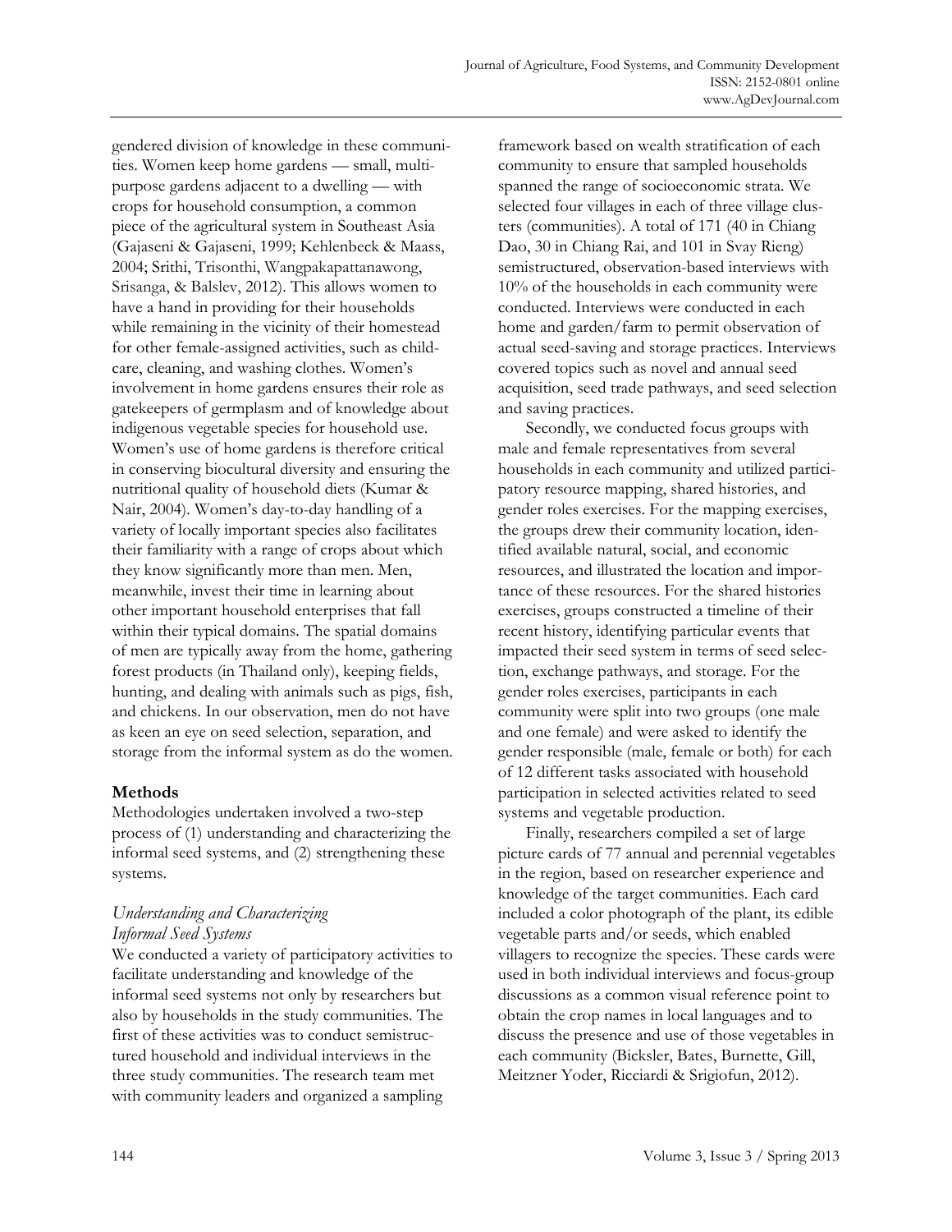gendered division of knowledge in these communities. Women keep home gardens — small, multipurpose gardens adjacent to a dwelling — with crops for household consumption, a common piece of the agricultural system in Southeast Asia (Gajaseni & Gajaseni, 1999; Kehlenbeck & Maass, 2004; Srithi, Trisonthi, Wangpakapattanawong, Srisanga, & Balslev, 2012). This allows women to have a hand in providing for their households while remaining in the vicinity of their homestead for other female-assigned activities, such as childcare, cleaning, and washing clothes. Women's involvement in home gardens ensures their role as gatekeepers of germplasm and of knowledge about indigenous vegetable species for household use. Women's use of home gardens is therefore critical in conserving biocultural diversity and ensuring the nutritional quality of household diets (Kumar & Nair, 2004). Women's day-to-day handling of a variety of locally important species also facilitates their familiarity with a range of crops about which they know significantly more than men. Men, meanwhile, invest their time in learning about other important household enterprises that fall within their typical domains. The spatial domains of men are typically away from the home, gathering forest products (in Thailand only), keeping fields, hunting, and dealing with animals such as pigs, fish, and chickens. In our observation, men do not have as keen an eye on seed selection, separation, and storage from the informal system as do the women.

## Methods

Methodologies undertaken involved a two-step process of (1) understanding and characterizing the informal seed systems, and (2) strengthening these systems.

### *Understanding and Characterizing Informal Seed Systems*

We conducted a variety of participatory activities to facilitate understanding and knowledge of the informal seed systems not only by researchers but also by households in the study communities. The first of these activities was to conduct semistructured household and individual interviews in the three study communities. The research team met with community leaders and organized a sampling framework based on wealth stratification of each community to ensure that sampled households spanned the range of socioeconomic strata. We selected four villages in each of three village clusters (communities). A total of 171 (40 in Chiang Dao, 30 in Chiang Rai, and 101 in Svay Rieng) semistructured, observation-based interviews with 10% of the households in each community were conducted. Interviews were conducted in each home and garden/farm to permit observation of actual seed-saving and storage practices. Interviews covered topics such as novel and annual seed acquisition, seed trade pathways, and seed selection and saving practices.

Secondly, we conducted focus groups with male and female representatives from several households in each community and utilized participatory resource mapping, shared histories, and gender roles exercises. For the mapping exercises, the groups drew their community location, identified available natural, social, and economic resources, and illustrated the location and importance of these resources. For the shared histories exercises, groups constructed a timeline of their recent history, identifying particular events that impacted their seed system in terms of seed selection, exchange pathways, and storage. For the gender roles exercises, participants in each community were split into two groups (one male and one female) and were asked to identify the gender responsible (male, female or both) for each of 12 different tasks associated with household participation in selected activities related to seed systems and vegetable production.

Finally, researchers compiled a set of large picture cards of 77 annual and perennial vegetables in the region, based on researcher experience and knowledge of the target communities. Each card included a color photograph of the plant, its edible vegetable parts and/or seeds, which enabled villagers to recognize the species. These cards were used in both individual interviews and focus-group discussions as a common visual reference point to obtain the crop names in local languages and to discuss the presence and use of those vegetables in each community (Bicksler, Bates, Burnette, Gill, Meitzner Yoder, Ricciardi & Srigiofun, 2012).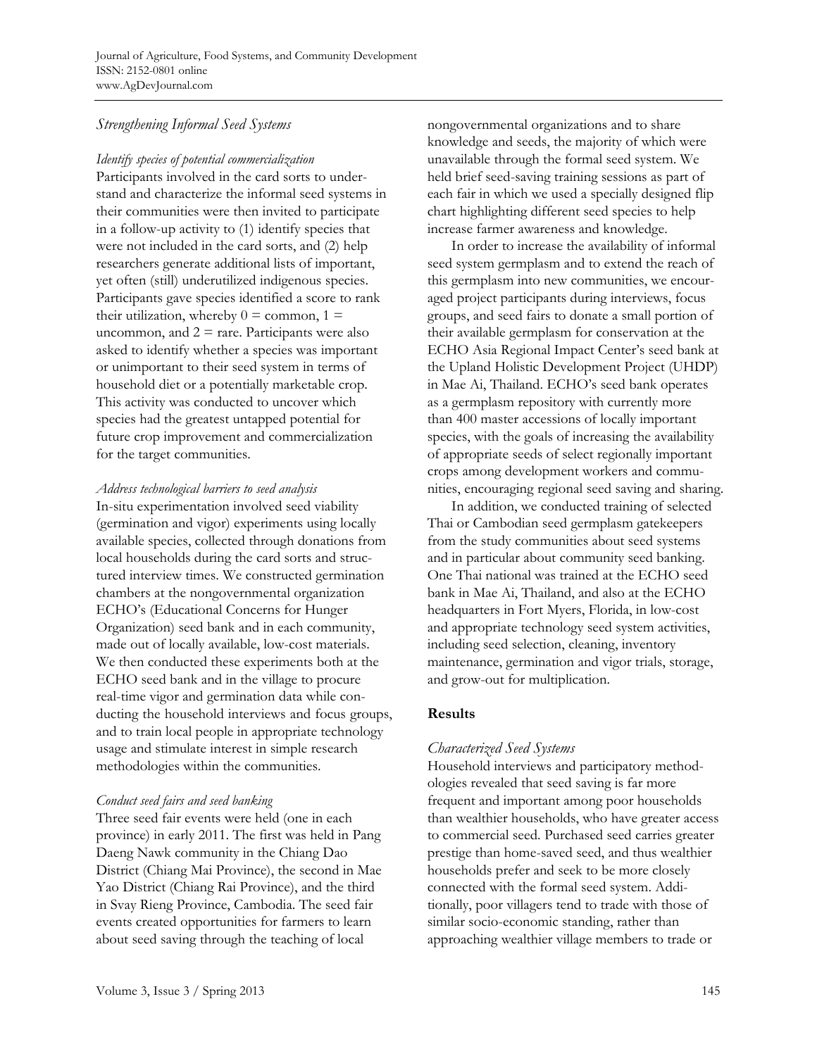### *Strengthening Informal Seed Systems*

*Identify species of potential commercialization*

Participants involved in the card sorts to understand and characterize the informal seed systems in their communities were then invited to participate in a follow-up activity to (1) identify species that were not included in the card sorts, and (2) help researchers generate additional lists of important, yet often (still) underutilized indigenous species. Participants gave species identified a score to rank their utilization, whereby 0 = common, 1 = uncommon, and 2 = rare. Participants were also asked to identify whether a species was important or unimportant to their seed system in terms of household diet or a potentially marketable crop. This activity was conducted to uncover which species had the greatest untapped potential for future crop improvement and commercialization for the target communities.

*Address technological barriers to seed analysis*

In-situ experimentation involved seed viability (germination and vigor) experiments using locally available species, collected through donations from local households during the card sorts and structured interview times. We constructed germination chambers at the nongovernmental organization ECHO's (Educational Concerns for Hunger Organization) seed bank and in each community, made out of locally available, low-cost materials. We then conducted these experiments both at the ECHO seed bank and in the village to procure real-time vigor and germination data while conducting the household interviews and focus groups, and to train local people in appropriate technology usage and stimulate interest in simple research methodologies within the communities.

*Conduct seed fairs and seed banking*

Three seed fair events were held (one in each province) in early 2011. The first was held in Pang Daeng Nawk community in the Chiang Dao District (Chiang Mai Province), the second in Mae Yao District (Chiang Rai Province), and the third in Svay Rieng Province, Cambodia. The seed fair events created opportunities for farmers to learn about seed saving through the teaching of local nongovernmental organizations and to share knowledge and seeds, the majority of which were unavailable through the formal seed system. We held brief seed-saving training sessions as part of each fair in which we used a specially designed flip chart highlighting different seed species to help increase farmer awareness and knowledge.

In order to increase the availability of informal seed system germplasm and to extend the reach of this germplasm into new communities, we encouraged project participants during interviews, focus groups, and seed fairs to donate a small portion of their available germplasm for conservation at the ECHO Asia Regional Impact Center's seed bank at the Upland Holistic Development Project (UHDP) in Mae Ai, Thailand. ECHO's seed bank operates as a germplasm repository with currently more than 400 master accessions of locally important species, with the goals of increasing the availability of appropriate seeds of select regionally important crops among development workers and communities, encouraging regional seed saving and sharing.

In addition, we conducted training of selected Thai or Cambodian seed germplasm gatekeepers from the study communities about seed systems and in particular about community seed banking. One Thai national was trained at the ECHO seed bank in Mae Ai, Thailand, and also at the ECHO headquarters in Fort Myers, Florida, in low-cost and appropriate technology seed system activities, including seed selection, cleaning, inventory maintenance, germination and vigor trials, storage, and grow-out for multiplication.

## **Results**

### *Characterized Seed Systems*

Household interviews and participatory methodologies revealed that seed saving is far more frequent and important among poor households than wealthier households, who have greater access to commercial seed. Purchased seed carries greater prestige than home-saved seed, and thus wealthier households prefer and seek to be more closely connected with the formal seed system. Additionally, poor villagers tend to trade with those of similar socio-economic standing, rather than approaching wealthier village members to trade or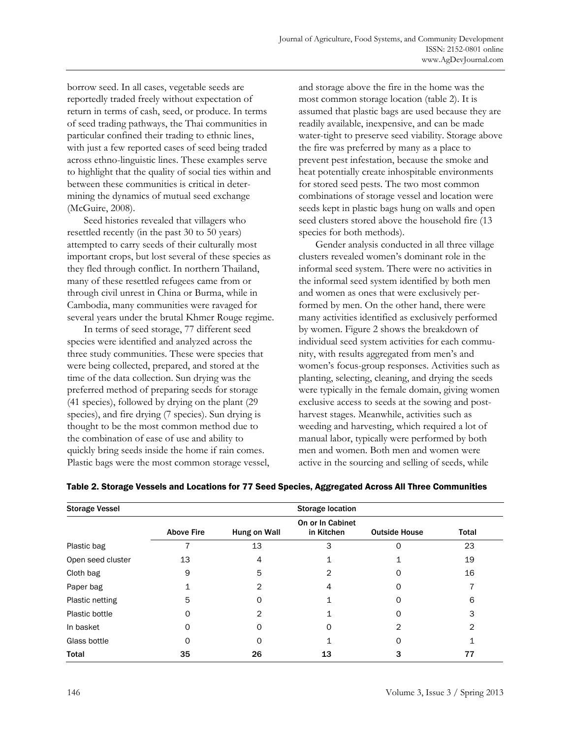borrow seed. In all cases, vegetable seeds are reportedly traded freely without expectation of return in terms of cash, seed, or produce. In terms of seed trading pathways, the Thai communities in particular confined their trading to ethnic lines, with just a few reported cases of seed being traded across ethno-linguistic lines. These examples serve to highlight that the quality of social ties within and between these communities is critical in determining the dynamics of mutual seed exchange (McGuire, 2008).

Seed histories revealed that villagers who resettled recently (in the past 30 to 50 years) attempted to carry seeds of their culturally most important crops, but lost several of these species as they fled through conflict. In northern Thailand, many of these resettled refugees came from or through civil unrest in China or Burma, while in Cambodia, many communities were ravaged for several years under the brutal Khmer Rouge regime.

In terms of seed storage, 77 different seed species were identified and analyzed across the three study communities. These were species that were being collected, prepared, and stored at the time of the data collection. Sun drying was the preferred method of preparing seeds for storage (41 species), followed by drying on the plant (29 species), and fire drying (7 species). Sun drying is thought to be the most common method due to the combination of ease of use and ability to quickly bring seeds inside the home if rain comes. Plastic bags were the most common storage vessel, and storage above the fire in the home was the most common storage location (table 2). It is assumed that plastic bags are used because they are readily available, inexpensive, and can be made water-tight to preserve seed viability. Storage above the fire was preferred by many as a place to prevent pest infestation, because the smoke and heat potentially create inhospitable environments for stored seed pests. The two most common combinations of storage vessel and location were seeds kept in plastic bags hung on walls and open seed clusters stored above the household fire (13 species for both methods).

Gender analysis conducted in all three village clusters revealed women's dominant role in the informal seed system. There were no activities in the informal seed system identified by both men and women as ones that were exclusively performed by men. On the other hand, there were many activities identified as exclusively performed by women. Figure 2 shows the breakdown of individual seed system activities for each community, with results aggregated from men's and women's focus-group responses. Activities such as planting, selecting, cleaning, and drying the seeds were typically in the female domain, giving women exclusive access to seeds at the sowing and post-harvest stages. Meanwhile, activities such as weeding and harvesting, which required a lot of manual labor, typically were performed by both men and women. Both men and women were active in the sourcing and selling of seeds, while

**Table 2. Storage Vessels and Locations for 77 Seed Species, Aggregated Across All Three Communities**

| Storage Vessel | Storage location | | | | |
|---|---|---|---|---|---|
| | Above Fire | Hung on Wall | On or In Cabinet in Kitchen | Outside House | Total |
| Plastic bag | 7 | 13 | 3 | 0 | 23 |
| Open seed cluster | 13 | 4 | 1 | 1 | 19 |
| Cloth bag | 9 | 5 | 2 | 0 | 16 |
| Paper bag | 1 | 2 | 4 | 0 | 7 |
| Plastic netting | 5 | 0 | 1 | 0 | 6 |
| Plastic bottle | 0 | 2 | 1 | 0 | 3 |
| In basket | 0 | 0 | 0 | 2 | 2 |
| Glass bottle | 0 | 0 | 1 | 0 | 1 |
| **Total** | **35** | **26** | **13** | **3** | **77** |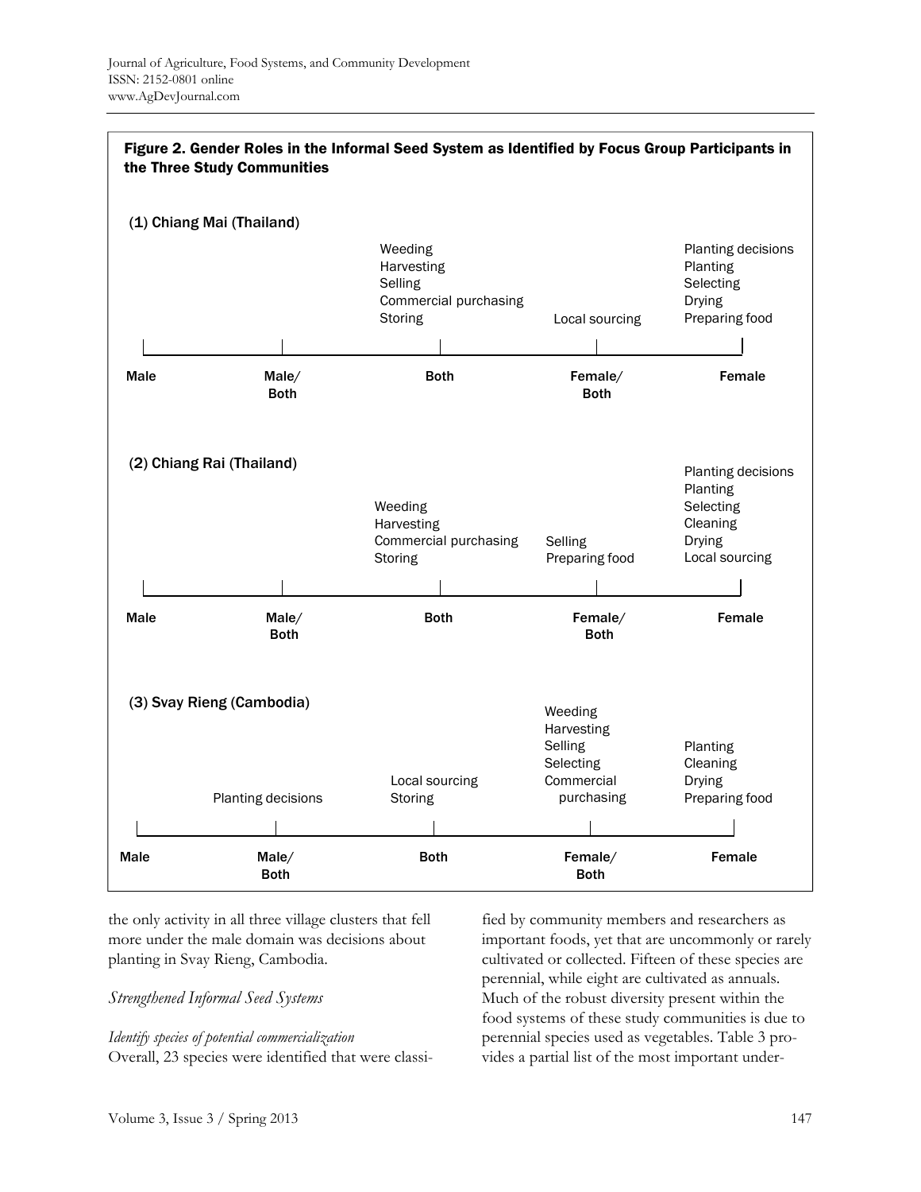**Figure 2. Gender Roles in the Informal Seed System as Identified by Focus Group Participants in the Three Study Communities**

**(1) Chiang Mai (Thailand)**

| Male | Male/Both | Both | Female/Both | Female |
|---|---|---|---|---|
| | | Weeding<br>Harvesting<br>Selling<br>Commercial purchasing<br>Storing | Local sourcing | Planting decisions<br>Planting<br>Selecting<br>Drying<br>Preparing food |

**(2) Chiang Rai (Thailand)**

| Male | Male/Both | Both | Female/Both | Female |
|---|---|---|---|---|
| | | Weeding<br>Harvesting<br>Commercial purchasing<br>Storing | Selling<br>Preparing food | Planting decisions<br>Planting<br>Selecting<br>Cleaning<br>Drying<br>Local sourcing |

**(3) Svay Rieng (Cambodia)**

| Male | Male/Both | Both | Female/Both | Female |
|---|---|---|---|---|
| | Planting decisions | Local sourcing<br>Storing | Weeding<br>Harvesting<br>Selling<br>Selecting<br>Commercial purchasing | Planting<br>Cleaning<br>Drying<br>Preparing food |

the only activity in all three village clusters that fell more under the male domain was decisions about planting in Svay Rieng, Cambodia.

### *Strengthened Informal Seed Systems*

*Identify species of potential commercialization*

Overall, 23 species were identified that were classified by community members and researchers as important foods, yet that are uncommonly or rarely cultivated or collected. Fifteen of these species are perennial, while eight are cultivated as annuals. Much of the robust diversity present within the food systems of these study communities is due to perennial species used as vegetables. Table 3 provides a partial list of the most important under-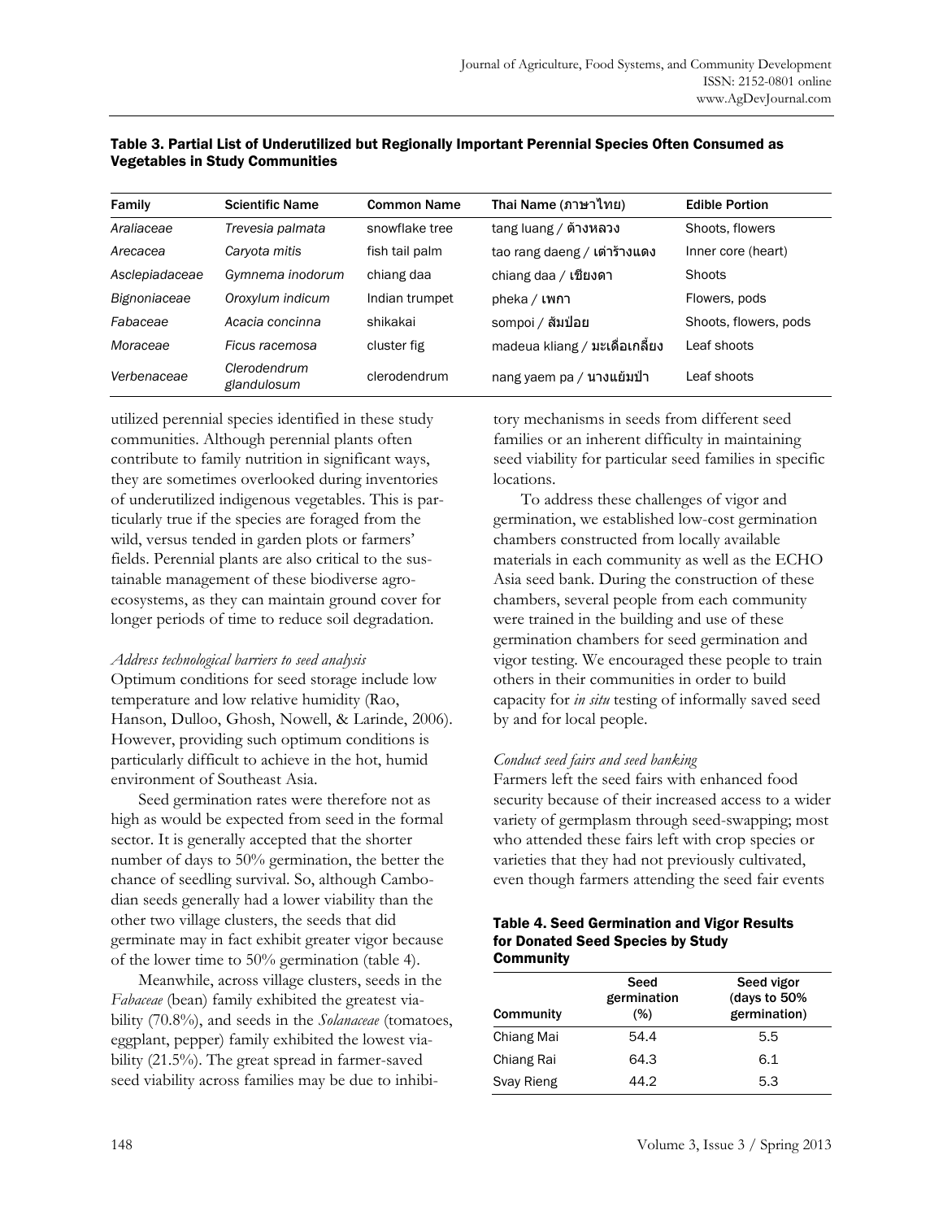**Table 3. Partial List of Underutilized but Regionally Important Perennial Species Often Consumed as Vegetables in Study Communities**

| Family | Scientific Name | Common Name | Thai Name (ภาษาไทย) | Edible Portion |
|---|---|---|---|---|
| *Araliaceae* | *Trevesia palmata* | snowflake tree | tang luang / ต้างหลวง | Shoots, flowers |
| *Arecacea* | *Caryota mitis* | fish tail palm | tao rang daeng / เต่าร้างแดง | Inner core (heart) |
| *Asclepiadaceae* | *Gymnema inodorum* | chiang daa | chiang daa / เชียงดา | Shoots |
| *Bignoniaceae* | *Oroxylum indicum* | Indian trumpet | pheka / เพกา | Flowers, pods |
| *Fabaceae* | *Acacia concinna* | shikakai | sompoi / ส้มป่อย | Shoots, flowers, pods |
| *Moraceae* | *Ficus racemosa* | cluster fig | madeua kliang / มะเดื่อเกลี้ยง | Leaf shoots |
| *Verbenaceae* | *Clerodendrum glandulosum* | clerodendrum | nang yaem pa / นางแย้มป่า | Leaf shoots |

utilized perennial species identified in these study communities. Although perennial plants often contribute to family nutrition in significant ways, they are sometimes overlooked during inventories of underutilized indigenous vegetables. This is particularly true if the species are foraged from the wild, versus tended in garden plots or farmers' fields. Perennial plants are also critical to the sustainable management of these biodiverse agroecosystems, as they can maintain ground cover for longer periods of time to reduce soil degradation.

*Address technological barriers to seed analysis*

Optimum conditions for seed storage include low temperature and low relative humidity (Rao, Hanson, Dulloo, Ghosh, Nowell, & Larinde, 2006). However, providing such optimum conditions is particularly difficult to achieve in the hot, humid environment of Southeast Asia.

Seed germination rates were therefore not as high as would be expected from seed in the formal sector. It is generally accepted that the shorter number of days to 50% germination, the better the chance of seedling survival. So, although Cambodian seeds generally had a lower viability than the other two village clusters, the seeds that did germinate may in fact exhibit greater vigor because of the lower time to 50% germination (table 4).

Meanwhile, across village clusters, seeds in the *Fabaceae* (bean) family exhibited the greatest viability (70.8%), and seeds in the *Solanaceae* (tomatoes, eggplant, pepper) family exhibited the lowest viability (21.5%). The great spread in farmer-saved seed viability across families may be due to inhibitory mechanisms in seeds from different seed families or an inherent difficulty in maintaining seed viability for particular seed families in specific locations.

To address these challenges of vigor and germination, we established low-cost germination chambers constructed from locally available materials in each community as well as the ECHO Asia seed bank. During the construction of these chambers, several people from each community were trained in the building and use of these germination chambers for seed germination and vigor testing. We encouraged these people to train others in their communities in order to build capacity for *in situ* testing of informally saved seed by and for local people.

*Conduct seed fairs and seed banking*

Farmers left the seed fairs with enhanced food security because of their increased access to a wider variety of germplasm through seed-swapping; most who attended these fairs left with crop species or varieties that they had not previously cultivated, even though farmers attending the seed fair events

**Table 4. Seed Germination and Vigor Results for Donated Seed Species by Study Community**

| Community | Seed germination (%) | Seed vigor (days to 50% germination) |
|---|---|---|
| Chiang Mai | 54.4 | 5.5 |
| Chiang Rai | 64.3 | 6.1 |
| Svay Rieng | 44.2 | 5.3 |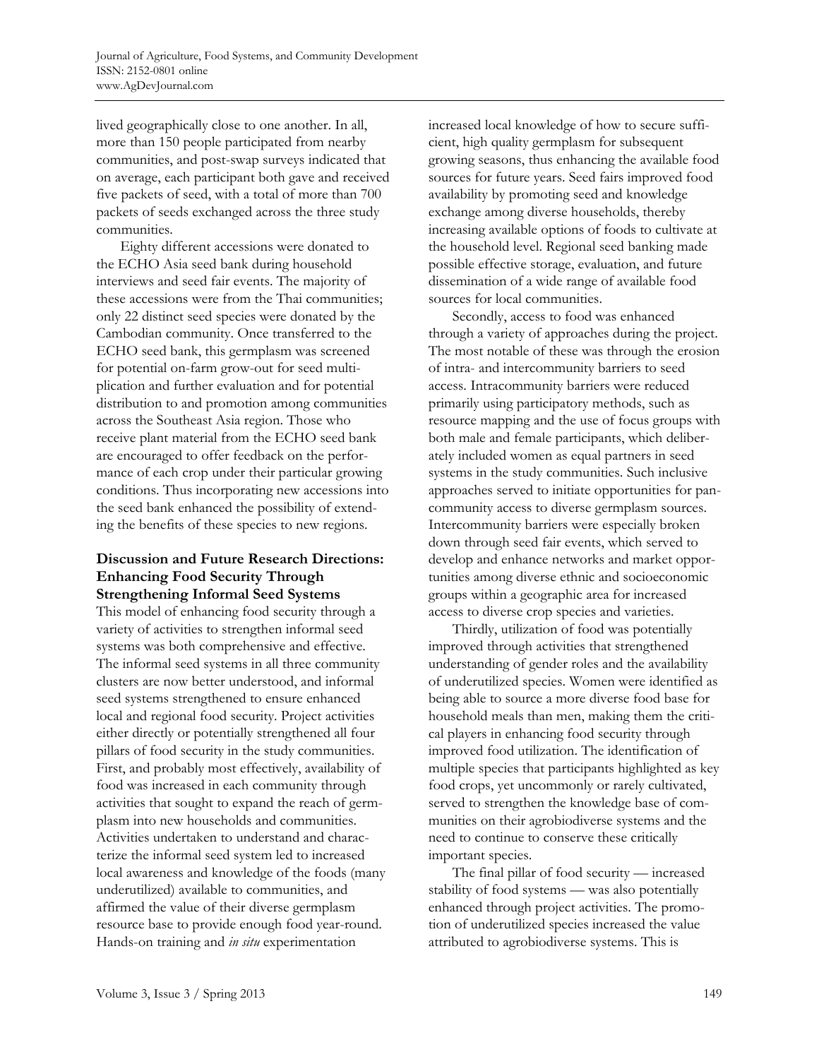lived geographically close to one another. In all, more than 150 people participated from nearby communities, and post-swap surveys indicated that on average, each participant both gave and received five packets of seed, with a total of more than 700 packets of seeds exchanged across the three study communities.

Eighty different accessions were donated to the ECHO Asia seed bank during household interviews and seed fair events. The majority of these accessions were from the Thai communities; only 22 distinct seed species were donated by the Cambodian community. Once transferred to the ECHO seed bank, this germplasm was screened for potential on-farm grow-out for seed multiplication and further evaluation and for potential distribution to and promotion among communities across the Southeast Asia region. Those who receive plant material from the ECHO seed bank are encouraged to offer feedback on the performance of each crop under their particular growing conditions. Thus incorporating new accessions into the seed bank enhanced the possibility of extending the benefits of these species to new regions.

## Discussion and Future Research Directions: Enhancing Food Security Through Strengthening Informal Seed Systems

This model of enhancing food security through a variety of activities to strengthen informal seed systems was both comprehensive and effective. The informal seed systems in all three community clusters are now better understood, and informal seed systems strengthened to ensure enhanced local and regional food security. Project activities either directly or potentially strengthened all four pillars of food security in the study communities. First, and probably most effectively, availability of food was increased in each community through activities that sought to expand the reach of germplasm into new households and communities. Activities undertaken to understand and characterize the informal seed system led to increased local awareness and knowledge of the foods (many underutilized) available to communities, and affirmed the value of their diverse germplasm resource base to provide enough food year-round. Hands-on training and *in situ* experimentation increased local knowledge of how to secure sufficient, high quality germplasm for subsequent growing seasons, thus enhancing the available food sources for future years. Seed fairs improved food availability by promoting seed and knowledge exchange among diverse households, thereby increasing available options of foods to cultivate at the household level. Regional seed banking made possible effective storage, evaluation, and future dissemination of a wide range of available food sources for local communities.

Secondly, access to food was enhanced through a variety of approaches during the project. The most notable of these was through the erosion of intra- and intercommunity barriers to seed access. Intracommunity barriers were reduced primarily using participatory methods, such as resource mapping and the use of focus groups with both male and female participants, which deliberately included women as equal partners in seed systems in the study communities. Such inclusive approaches served to initiate opportunities for pan-community access to diverse germplasm sources. Intercommunity barriers were especially broken down through seed fair events, which served to develop and enhance networks and market opportunities among diverse ethnic and socioeconomic groups within a geographic area for increased access to diverse crop species and varieties.

Thirdly, utilization of food was potentially improved through activities that strengthened understanding of gender roles and the availability of underutilized species. Women were identified as being able to source a more diverse food base for household meals than men, making them the critical players in enhancing food security through improved food utilization. The identification of multiple species that participants highlighted as key food crops, yet uncommonly or rarely cultivated, served to strengthen the knowledge base of communities on their agrobiodiverse systems and the need to continue to conserve these critically important species.

The final pillar of food security — increased stability of food systems — was also potentially enhanced through project activities. The promotion of underutilized species increased the value attributed to agrobiodiverse systems. This is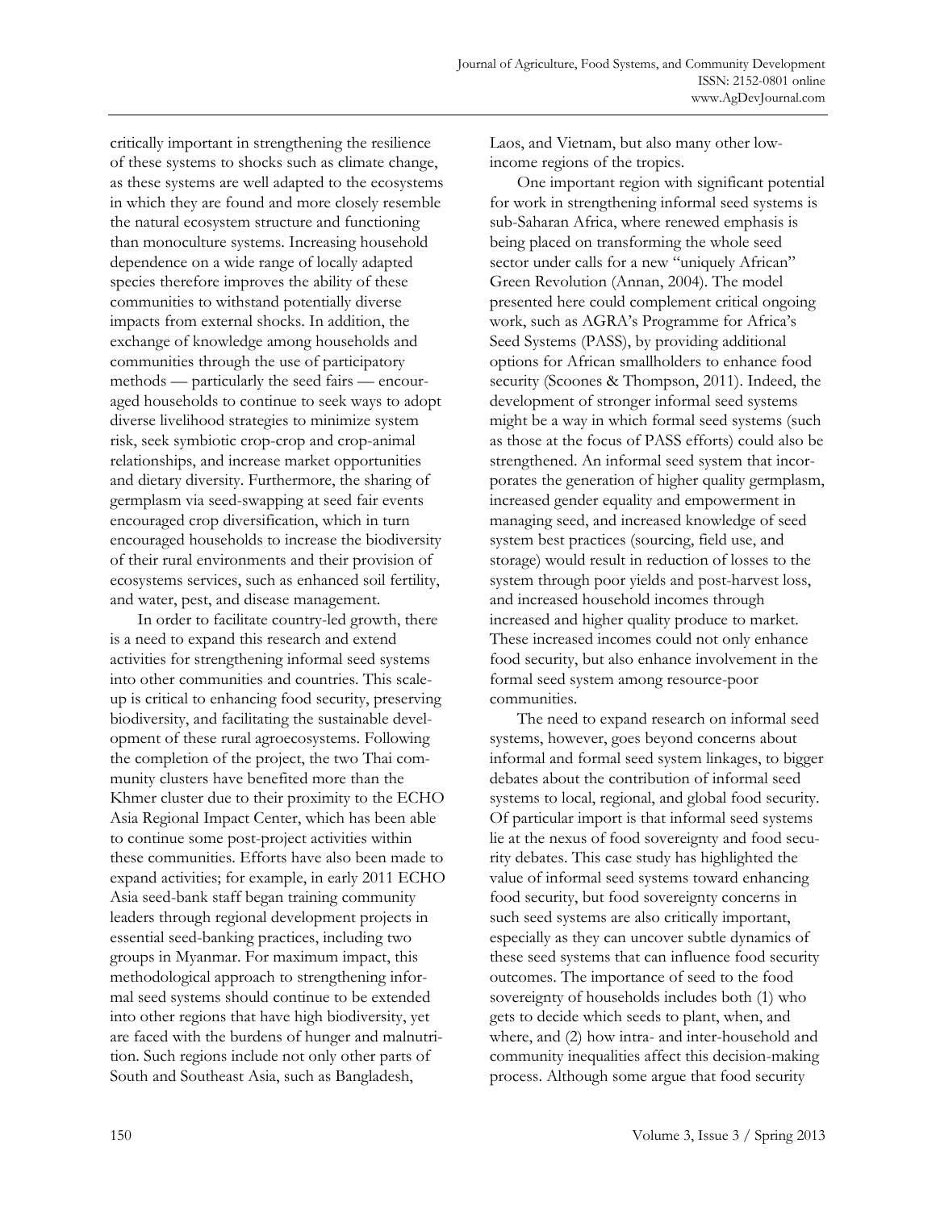critically important in strengthening the resilience of these systems to shocks such as climate change, as these systems are well adapted to the ecosystems in which they are found and more closely resemble the natural ecosystem structure and functioning than monoculture systems. Increasing household dependence on a wide range of locally adapted species therefore improves the ability of these communities to withstand potentially diverse impacts from external shocks. In addition, the exchange of knowledge among households and communities through the use of participatory methods — particularly the seed fairs — encouraged households to continue to seek ways to adopt diverse livelihood strategies to minimize system risk, seek symbiotic crop-crop and crop-animal relationships, and increase market opportunities and dietary diversity. Furthermore, the sharing of germplasm via seed-swapping at seed fair events encouraged crop diversification, which in turn encouraged households to increase the biodiversity of their rural environments and their provision of ecosystems services, such as enhanced soil fertility, and water, pest, and disease management.

In order to facilitate country-led growth, there is a need to expand this research and extend activities for strengthening informal seed systems into other communities and countries. This scale-up is critical to enhancing food security, preserving biodiversity, and facilitating the sustainable development of these rural agroecosystems. Following the completion of the project, the two Thai community clusters have benefited more than the Khmer cluster due to their proximity to the ECHO Asia Regional Impact Center, which has been able to continue some post-project activities within these communities. Efforts have also been made to expand activities; for example, in early 2011 ECHO Asia seed-bank staff began training community leaders through regional development projects in essential seed-banking practices, including two groups in Myanmar. For maximum impact, this methodological approach to strengthening informal seed systems should continue to be extended into other regions that have high biodiversity, yet are faced with the burdens of hunger and malnutrition. Such regions include not only other parts of South and Southeast Asia, such as Bangladesh, Laos, and Vietnam, but also many other low-income regions of the tropics.

One important region with significant potential for work in strengthening informal seed systems is sub-Saharan Africa, where renewed emphasis is being placed on transforming the whole seed sector under calls for a new "uniquely African" Green Revolution (Annan, 2004). The model presented here could complement critical ongoing work, such as AGRA's Programme for Africa's Seed Systems (PASS), by providing additional options for African smallholders to enhance food security (Scoones & Thompson, 2011). Indeed, the development of stronger informal seed systems might be a way in which formal seed systems (such as those at the focus of PASS efforts) could also be strengthened. An informal seed system that incorporates the generation of higher quality germplasm, increased gender equality and empowerment in managing seed, and increased knowledge of seed system best practices (sourcing, field use, and storage) would result in reduction of losses to the system through poor yields and post-harvest loss, and increased household incomes through increased and higher quality produce to market. These increased incomes could not only enhance food security, but also enhance involvement in the formal seed system among resource-poor communities.

The need to expand research on informal seed systems, however, goes beyond concerns about informal and formal seed system linkages, to bigger debates about the contribution of informal seed systems to local, regional, and global food security. Of particular import is that informal seed systems lie at the nexus of food sovereignty and food security debates. This case study has highlighted the value of informal seed systems toward enhancing food security, but food sovereignty concerns in such seed systems are also critically important, especially as they can uncover subtle dynamics of these seed systems that can influence food security outcomes. The importance of seed to the food sovereignty of households includes both (1) who gets to decide which seeds to plant, when, and where, and (2) how intra- and inter-household and community inequalities affect this decision-making process. Although some argue that food security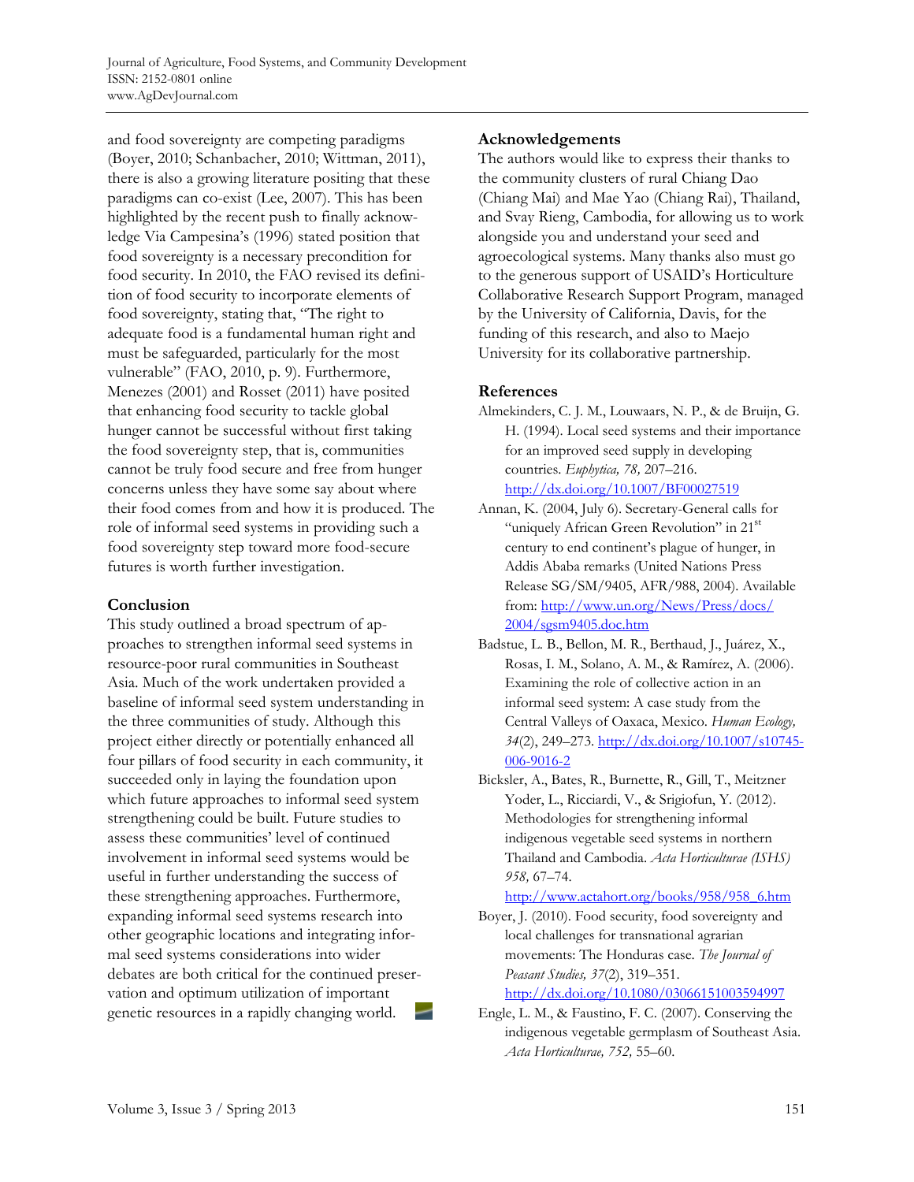and food sovereignty are competing paradigms (Boyer, 2010; Schanbacher, 2010; Wittman, 2011), there is also a growing literature positing that these paradigms can co-exist (Lee, 2007). This has been highlighted by the recent push to finally acknowledge Via Campesina's (1996) stated position that food sovereignty is a necessary precondition for food security. In 2010, the FAO revised its definition of food security to incorporate elements of food sovereignty, stating that, "The right to adequate food is a fundamental human right and must be safeguarded, particularly for the most vulnerable" (FAO, 2010, p. 9). Furthermore, Menezes (2001) and Rosset (2011) have posited that enhancing food security to tackle global hunger cannot be successful without first taking the food sovereignty step, that is, communities cannot be truly food secure and free from hunger concerns unless they have some say about where their food comes from and how it is produced. The role of informal seed systems in providing such a food sovereignty step toward more food-secure futures is worth further investigation.

## Conclusion

This study outlined a broad spectrum of approaches to strengthen informal seed systems in resource-poor rural communities in Southeast Asia. Much of the work undertaken provided a baseline of informal seed system understanding in the three communities of study. Although this project either directly or potentially enhanced all four pillars of food security in each community, it succeeded only in laying the foundation upon which future approaches to informal seed system strengthening could be built. Future studies to assess these communities' level of continued involvement in informal seed systems would be useful in further understanding the success of these strengthening approaches. Furthermore, expanding informal seed systems research into other geographic locations and integrating informal seed systems considerations into wider debates are both critical for the continued preservation and optimum utilization of important genetic resources in a rapidly changing world.

## Acknowledgements

The authors would like to express their thanks to the community clusters of rural Chiang Dao (Chiang Mai) and Mae Yao (Chiang Rai), Thailand, and Svay Rieng, Cambodia, for allowing us to work alongside you and understand your seed and agroecological systems. Many thanks also must go to the generous support of USAID's Horticulture Collaborative Research Support Program, managed by the University of California, Davis, for the funding of this research, and also to Maejo University for its collaborative partnership.

## References

Almekinders, C. J. M., Louwaars, N. P., & de Bruijn, G. H. (1994). Local seed systems and their importance for an improved seed supply in developing countries. *Euphytica, 78,* 207–216. http://dx.doi.org/10.1007/BF00027519

Annan, K. (2004, July 6). Secretary-General calls for "uniquely African Green Revolution" in 21st century to end continent's plague of hunger, in Addis Ababa remarks (United Nations Press Release SG/SM/9405, AFR/988, 2004). Available from: http://www.un.org/News/Press/docs/2004/sgsm9405.doc.htm

Badstue, L. B., Bellon, M. R., Berthaud, J., Juárez, X., Rosas, I. M., Solano, A. M., & Ramírez, A. (2006). Examining the role of collective action in an informal seed system: A case study from the Central Valleys of Oaxaca, Mexico. *Human Ecology, 34*(2), 249–273. http://dx.doi.org/10.1007/s10745-006-9016-2

Bicksler, A., Bates, R., Burnette, R., Gill, T., Meitzner Yoder, L., Ricciardi, V., & Srigiofun, Y. (2012). Methodologies for strengthening informal indigenous vegetable seed systems in northern Thailand and Cambodia. *Acta Horticulturae (ISHS) 958,* 67–74. http://www.actahort.org/books/958/958_6.htm

Boyer, J. (2010). Food security, food sovereignty and local challenges for transnational agrarian movements: The Honduras case. *The Journal of Peasant Studies, 37*(2), 319–351. http://dx.doi.org/10.1080/03066151003594997

Engle, L. M., & Faustino, F. C. (2007). Conserving the indigenous vegetable germplasm of Southeast Asia. *Acta Horticulturae, 752,* 55–60.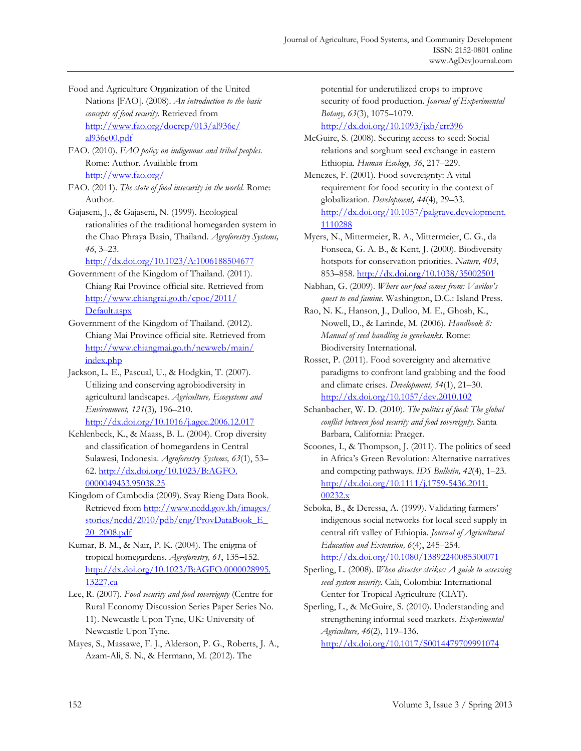Food and Agriculture Organization of the United Nations [FAO]. (2008). *An introduction to the basic concepts of food security.* Retrieved from http://www.fao.org/docrep/013/al936e/al936e00.pdf

FAO. (2010). *FAO policy on indigenous and tribal peoples.* Rome: Author. Available from http://www.fao.org/

FAO. (2011). *The state of food insecurity in the world.* Rome: Author.

Gajaseni, J., & Gajaseni, N. (1999). Ecological rationalities of the traditional homegarden system in the Chao Phraya Basin, Thailand. *Agroforestry Systems, 46*, 3–23. http://dx.doi.org/10.1023/A:1006188504677

Government of the Kingdom of Thailand. (2011). Chiang Rai Province official site. Retrieved from http://www.chiangrai.go.th/cpoc/2011/Default.aspx

Government of the Kingdom of Thailand. (2012). Chiang Mai Province official site. Retrieved from http://www.chiangmai.go.th/newweb/main/index.php

Jackson, L. E., Pascual, U., & Hodgkin, T. (2007). Utilizing and conserving agrobiodiversity in agricultural landscapes. *Agriculture, Ecosystems and Environment, 121*(3), 196–210. http://dx.doi.org/10.1016/j.agee.2006.12.017

Kehlenbeck, K., & Maass, B. L. (2004). Crop diversity and classification of homegardens in Central Sulawesi, Indonesia. *Agroforestry Systems, 63*(1), 53–62. http://dx.doi.org/10.1023/B:AGFO.0000049433.95038.25

Kingdom of Cambodia (2009). Svay Rieng Data Book. Retrieved from http://www.ncdd.gov.kh/images/stories/ncdd/2010/pdb/eng/ProvDataBook_E_20_2008.pdf

Kumar, B. M., & Nair, P. K. (2004). The enigma of tropical homegardens. *Agroforestry, 61*, 135–152. http://dx.doi.org/10.1023/B:AGFO.0000028995.13227.ca

Lee, R. (2007). *Food security and food sovereignty* (Centre for Rural Economy Discussion Series Paper Series No. 11). Newcastle Upon Tyne, UK: University of Newcastle Upon Tyne.

Mayes, S., Massawe, F. J., Alderson, P. G., Roberts, J. A., Azam-Ali, S. N., & Hermann, M. (2012). The potential for underutilized crops to improve security of food production. *Journal of Experimental Botany, 63*(3), 1075–1079. http://dx.doi.org/10.1093/jxb/err396

McGuire, S. (2008). Securing access to seed: Social relations and sorghum seed exchange in eastern Ethiopia. *Human Ecology, 36*, 217–229.

Menezes, F. (2001). Food sovereignty: A vital requirement for food security in the context of globalization. *Development, 44*(4), 29–33. http://dx.doi.org/10.1057/palgrave.development.1110288

Myers, N., Mittermeier, R. A., Mittermeier, C. G., da Fonseca, G. A. B., & Kent, J. (2000). Biodiversity hotspots for conservation priorities. *Nature, 403*, 853–858. http://dx.doi.org/10.1038/35002501

Nabhan, G. (2009). *Where our food comes from: Vavilov's quest to end famine.* Washington, D.C.: Island Press.

Rao, N. K., Hanson, J., Dulloo, M. E., Ghosh, K., Nowell, D., & Larinde, M. (2006). *Handbook 8: Manual of seed handling in genebanks.* Rome: Biodiversity International.

Rosset, P. (2011). Food sovereignty and alternative paradigms to confront land grabbing and the food and climate crises. *Development, 54*(1), 21–30. http://dx.doi.org/10.1057/dev.2010.102

Schanbacher, W. D. (2010). *The politics of food: The global conflict between food security and food sovereignty.* Santa Barbara, California: Praeger.

Scoones, I., & Thompson, J. (2011). The politics of seed in Africa's Green Revolution: Alternative narratives and competing pathways. *IDS Bulletin, 42*(4), 1–23. http://dx.doi.org/10.1111/j.1759-5436.2011.00232.x

Seboka, B., & Deressa, A. (1999). Validating farmers' indigenous social networks for local seed supply in central rift valley of Ethiopia. *Journal of Agricultural Education and Extension, 6*(4), 245–254. http://dx.doi.org/10.1080/13892240085300071

Sperling, L. (2008). *When disaster strikes: A guide to assessing seed system security.* Cali, Colombia: International Center for Tropical Agriculture (CIAT).

Sperling, L., & McGuire, S. (2010). Understanding and strengthening informal seed markets. *Experimental Agriculture, 46*(2), 119–136. http://dx.doi.org/10.1017/S0014479709991074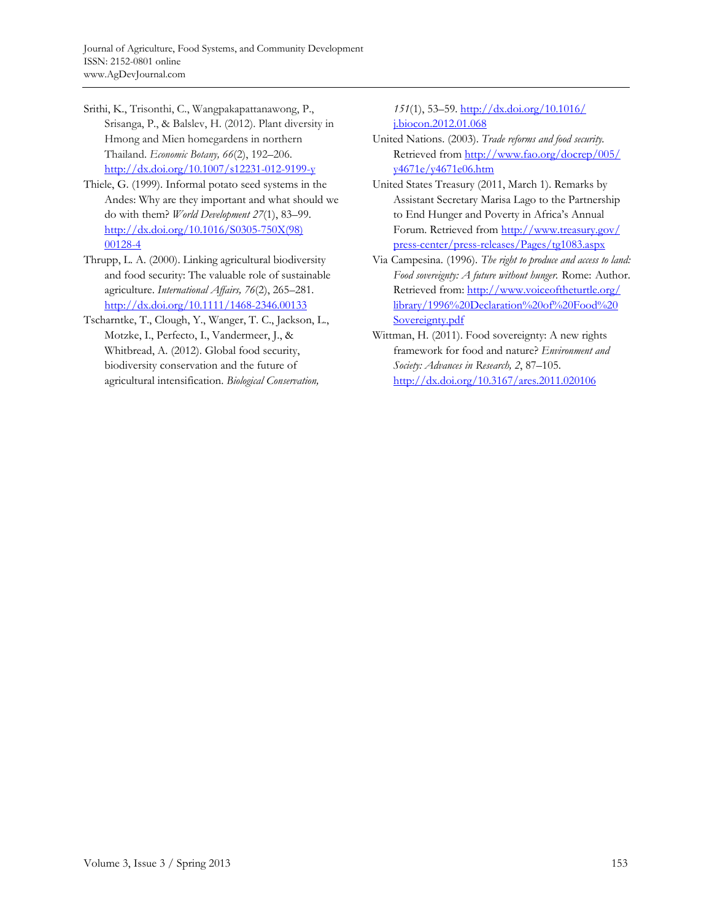Srithi, K., Trisonthi, C., Wangpakapattanawong, P., Srisanga, P., & Balslev, H. (2012). Plant diversity in Hmong and Mien homegardens in northern Thailand. *Economic Botany, 66*(2), 192–206. http://dx.doi.org/10.1007/s12231-012-9199-y

Thiele, G. (1999). Informal potato seed systems in the Andes: Why are they important and what should we do with them? *World Development 27*(1), 83–99. http://dx.doi.org/10.1016/S0305-750X(98)00128-4

Thrupp, L. A. (2000). Linking agricultural biodiversity and food security: The valuable role of sustainable agriculture. *International Affairs, 76*(2), 265–281. http://dx.doi.org/10.1111/1468-2346.00133

Tscharntke, T., Clough, Y., Wanger, T. C., Jackson, L., Motzke, I., Perfecto, I., Vandermeer, J., & Whitbread, A. (2012). Global food security, biodiversity conservation and the future of agricultural intensification. *Biological Conservation, 151*(1), 53–59. http://dx.doi.org/10.1016/j.biocon.2012.01.068

United Nations. (2003). *Trade reforms and food security.* Retrieved from http://www.fao.org/docrep/005/y4671e/y4671e06.htm

United States Treasury (2011, March 1). Remarks by Assistant Secretary Marisa Lago to the Partnership to End Hunger and Poverty in Africa's Annual Forum. Retrieved from http://www.treasury.gov/press-center/press-releases/Pages/tg1083.aspx

Via Campesina. (1996). *The right to produce and access to land: Food sovereignty: A future without hunger.* Rome: Author. Retrieved from: http://www.voiceoftheturtle.org/library/1996%20Declaration%20of%20Food%20Sovereignty.pdf

Wittman, H. (2011). Food sovereignty: A new rights framework for food and nature? *Environment and Society: Advances in Research, 2*, 87–105. http://dx.doi.org/10.3167/ares.2011.020106